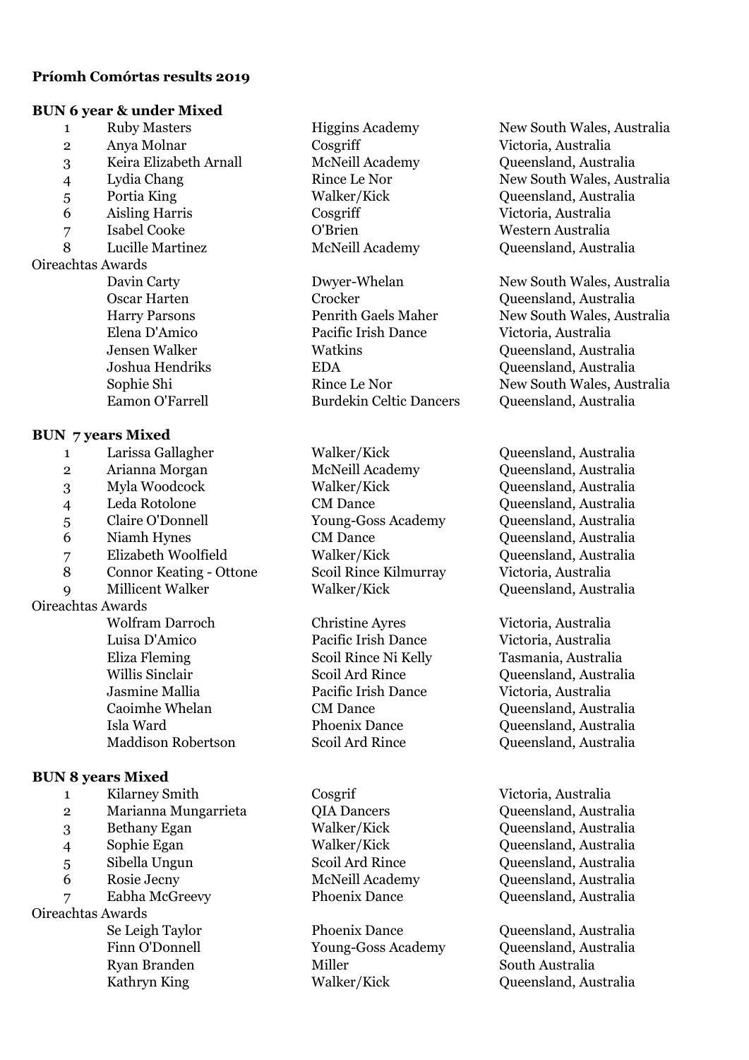**Príomh Comórtas results 2019**

**BUN 6 year & under Mixed**

| | Name | School | Location |
|---|---|---|---|
| 1 | Ruby Masters | Higgins Academy | New South Wales, Australia |
| 2 | Anya Molnar | Cosgriff | Victoria, Australia |
| 3 | Keira Elizabeth Arnall | McNeill Academy | Queensland, Australia |
| 4 | Lydia Chang | Rince Le Nor | New South Wales, Australia |
| 5 | Portia King | Walker/Kick | Queensland, Australia |
| 6 | Aisling Harris | Cosgriff | Victoria, Australia |
| 7 | Isabel Cooke | O'Brien | Western Australia |
| 8 | Lucille Martinez | McNeill Academy | Queensland, Australia |

Oireachtas Awards

| Name | School | Location |
|---|---|---|
| Davin Carty | Dwyer-Whelan | New South Wales, Australia |
| Oscar Harten | Crocker | Queensland, Australia |
| Harry Parsons | Penrith Gaels Maher | New South Wales, Australia |
| Elena D'Amico | Pacific Irish Dance | Victoria, Australia |
| Jensen Walker | Watkins | Queensland, Australia |
| Joshua Hendriks | EDA | Queensland, Australia |
| Sophie Shi | Rince Le Nor | New South Wales, Australia |
| Eamon O'Farrell | Burdekin Celtic Dancers | Queensland, Australia |

**BUN 7 years Mixed**

| | Name | School | Location |
|---|---|---|---|
| 1 | Larissa Gallagher | Walker/Kick | Queensland, Australia |
| 2 | Arianna Morgan | McNeill Academy | Queensland, Australia |
| 3 | Myla Woodcock | Walker/Kick | Queensland, Australia |
| 4 | Leda Rotolone | CM Dance | Queensland, Australia |
| 5 | Claire O'Donnell | Young-Goss Academy | Queensland, Australia |
| 6 | Niamh Hynes | CM Dance | Queensland, Australia |
| 7 | Elizabeth Woolfield | Walker/Kick | Queensland, Australia |
| 8 | Connor Keating - Ottone | Scoil Rince Kilmurray | Victoria, Australia |
| 9 | Millicent Walker | Walker/Kick | Queensland, Australia |

Oireachtas Awards

| Name | School | Location |
|---|---|---|
| Wolfram Darroch | Christine Ayres | Victoria, Australia |
| Luisa D'Amico | Pacific Irish Dance | Victoria, Australia |
| Eliza Fleming | Scoil Rince Ni Kelly | Tasmania, Australia |
| Willis Sinclair | Scoil Ard Rince | Queensland, Australia |
| Jasmine Mallia | Pacific Irish Dance | Victoria, Australia |
| Caoimhe Whelan | CM Dance | Queensland, Australia |
| Isla Ward | Phoenix Dance | Queensland, Australia |
| Maddison Robertson | Scoil Ard Rince | Queensland, Australia |

**BUN 8 years Mixed**

| | Name | School | Location |
|---|---|---|---|
| 1 | Kilarney Smith | Cosgrif | Victoria, Australia |
| 2 | Marianna Mungarrieta | QIA Dancers | Queensland, Australia |
| 3 | Bethany Egan | Walker/Kick | Queensland, Australia |
| 4 | Sophie Egan | Walker/Kick | Queensland, Australia |
| 5 | Sibella Ungun | Scoil Ard Rince | Queensland, Australia |
| 6 | Rosie Jecny | McNeill Academy | Queensland, Australia |
| 7 | Eabha McGreevy | Phoenix Dance | Queensland, Australia |

Oireachtas Awards

| Name | School | Location |
|---|---|---|
| Se Leigh Taylor | Phoenix Dance | Queensland, Australia |
| Finn O'Donnell | Young-Goss Academy | Queensland, Australia |
| Ryan Branden | Miller | South Australia |
| Kathryn King | Walker/Kick | Queensland, Australia |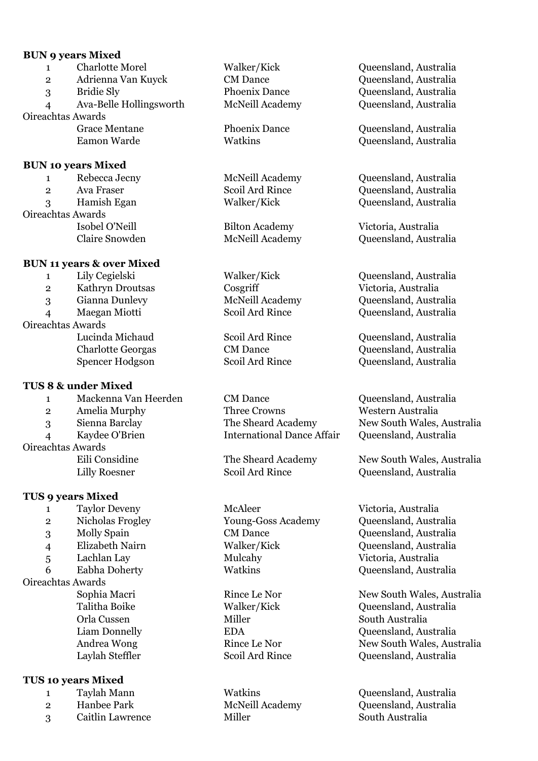**BUN 9 years Mixed**

| | | | |
|---|---|---|---|
| 1 | Charlotte Morel | Walker/Kick | Queensland, Australia |
| 2 | Adrienna Van Kuyck | CM Dance | Queensland, Australia |
| 3 | Bridie Sly | Phoenix Dance | Queensland, Australia |
| 4 | Ava-Belle Hollingsworth | McNeill Academy | Queensland, Australia |
| Oireachtas Awards | | | |
| | Grace Mentane | Phoenix Dance | Queensland, Australia |
| | Eamon Warde | Watkins | Queensland, Australia |

**BUN 10 years Mixed**

| | | | |
|---|---|---|---|
| 1 | Rebecca Jecny | McNeill Academy | Queensland, Australia |
| 2 | Ava Fraser | Scoil Ard Rince | Queensland, Australia |
| 3 | Hamish Egan | Walker/Kick | Queensland, Australia |
| Oireachtas Awards | | | |
| | Isobel O'Neill | Bilton Academy | Victoria, Australia |
| | Claire Snowden | McNeill Academy | Queensland, Australia |

**BUN 11 years & over Mixed**

| | | | |
|---|---|---|---|
| 1 | Lily Cegielski | Walker/Kick | Queensland, Australia |
| 2 | Kathryn Droutsas | Cosgriff | Victoria, Australia |
| 3 | Gianna Dunlevy | McNeill Academy | Queensland, Australia |
| 4 | Maegan Miotti | Scoil Ard Rince | Queensland, Australia |
| Oireachtas Awards | | | |
| | Lucinda Michaud | Scoil Ard Rince | Queensland, Australia |
| | Charlotte Georgas | CM Dance | Queensland, Australia |
| | Spencer Hodgson | Scoil Ard Rince | Queensland, Australia |

**TUS 8 & under Mixed**

| | | | |
|---|---|---|---|
| 1 | Mackenna Van Heerden | CM Dance | Queensland, Australia |
| 2 | Amelia Murphy | Three Crowns | Western Australia |
| 3 | Sienna Barclay | The Sheard Academy | New South Wales, Australia |
| 4 | Kaydee O'Brien | International Dance Affair | Queensland, Australia |
| Oireachtas Awards | | | |
| | Eili Considine | The Sheard Academy | New South Wales, Australia |
| | Lilly Roesner | Scoil Ard Rince | Queensland, Australia |

**TUS 9 years Mixed**

| | | | |
|---|---|---|---|
| 1 | Taylor Deveny | McAleer | Victoria, Australia |
| 2 | Nicholas Frogley | Young-Goss Academy | Queensland, Australia |
| 3 | Molly Spain | CM Dance | Queensland, Australia |
| 4 | Elizabeth Nairn | Walker/Kick | Queensland, Australia |
| 5 | Lachlan Lay | Mulcahy | Victoria, Australia |
| 6 | Eabha Doherty | Watkins | Queensland, Australia |
| Oireachtas Awards | | | |
| | Sophia Macri | Rince Le Nor | New South Wales, Australia |
| | Talitha Boike | Walker/Kick | Queensland, Australia |
| | Orla Cussen | Miller | South Australia |
| | Liam Donnelly | EDA | Queensland, Australia |
| | Andrea Wong | Rince Le Nor | New South Wales, Australia |
| | Laylah Steffler | Scoil Ard Rince | Queensland, Australia |

**TUS 10 years Mixed**

| | | | |
|---|---|---|---|
| 1 | Taylah Mann | Watkins | Queensland, Australia |
| 2 | Hanbee Park | McNeill Academy | Queensland, Australia |
| 3 | Caitlin Lawrence | Miller | South Australia |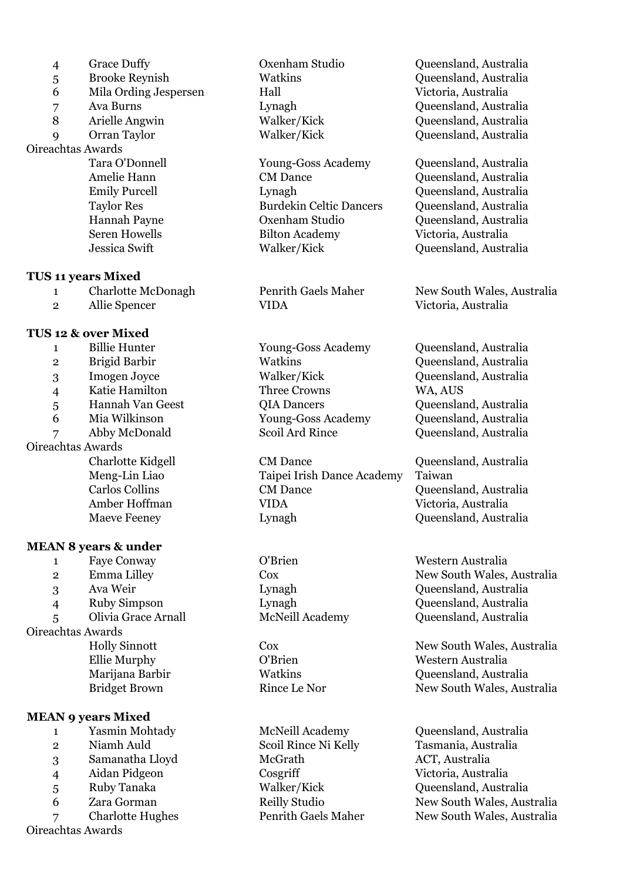| | | | |
|---|---|---|---|
| 4 | Grace Duffy | Oxenham Studio | Queensland, Australia |
| 5 | Brooke Reynish | Watkins | Queensland, Australia |
| 6 | Mila Ording Jespersen | Hall | Victoria, Australia |
| 7 | Ava Burns | Lynagh | Queensland, Australia |
| 8 | Arielle Angwin | Walker/Kick | Queensland, Australia |
| 9 | Orran Taylor | Walker/Kick | Queensland, Australia |

Oireachtas Awards

| | | |
|---|---|---|
| Tara O'Donnell | Young-Goss Academy | Queensland, Australia |
| Amelie Hann | CM Dance | Queensland, Australia |
| Emily Purcell | Lynagh | Queensland, Australia |
| Taylor Res | Burdekin Celtic Dancers | Queensland, Australia |
| Hannah Payne | Oxenham Studio | Queensland, Australia |
| Seren Howells | Bilton Academy | Victoria, Australia |
| Jessica Swift | Walker/Kick | Queensland, Australia |

**TUS 11 years Mixed**

| | | | |
|---|---|---|---|
| 1 | Charlotte McDonagh | Penrith Gaels Maher | New South Wales, Australia |
| 2 | Allie Spencer | VIDA | Victoria, Australia |

**TUS 12 & over Mixed**

| | | | |
|---|---|---|---|
| 1 | Billie Hunter | Young-Goss Academy | Queensland, Australia |
| 2 | Brigid Barbir | Watkins | Queensland, Australia |
| 3 | Imogen Joyce | Walker/Kick | Queensland, Australia |
| 4 | Katie Hamilton | Three Crowns | WA, AUS |
| 5 | Hannah Van Geest | QIA Dancers | Queensland, Australia |
| 6 | Mia Wilkinson | Young-Goss Academy | Queensland, Australia |
| 7 | Abby McDonald | Scoil Ard Rince | Queensland, Australia |

Oireachtas Awards

| | | |
|---|---|---|
| Charlotte Kidgell | CM Dance | Queensland, Australia |
| Meng-Lin Liao | Taipei Irish Dance Academy | Taiwan |
| Carlos Collins | CM Dance | Queensland, Australia |
| Amber Hoffman | VIDA | Victoria, Australia |
| Maeve Feeney | Lynagh | Queensland, Australia |

**MEAN 8 years & under**

| | | | |
|---|---|---|---|
| 1 | Faye Conway | O'Brien | Western Australia |
| 2 | Emma Lilley | Cox | New South Wales, Australia |
| 3 | Ava Weir | Lynagh | Queensland, Australia |
| 4 | Ruby Simpson | Lynagh | Queensland, Australia |
| 5 | Olivia Grace Arnall | McNeill Academy | Queensland, Australia |

Oireachtas Awards

| | | |
|---|---|---|
| Holly Sinnott | Cox | New South Wales, Australia |
| Ellie Murphy | O'Brien | Western Australia |
| Marijana Barbir | Watkins | Queensland, Australia |
| Bridget Brown | Rince Le Nor | New South Wales, Australia |

**MEAN 9 years Mixed**

| | | | |
|---|---|---|---|
| 1 | Yasmin Mohtady | McNeill Academy | Queensland, Australia |
| 2 | Niamh Auld | Scoil Rince Ni Kelly | Tasmania, Australia |
| 3 | Samanatha Lloyd | McGrath | ACT, Australia |
| 4 | Aidan Pidgeon | Cosgriff | Victoria, Australia |
| 5 | Ruby Tanaka | Walker/Kick | Queensland, Australia |
| 6 | Zara Gorman | Reilly Studio | New South Wales, Australia |
| 7 | Charlotte Hughes | Penrith Gaels Maher | New South Wales, Australia |

Oireachtas Awards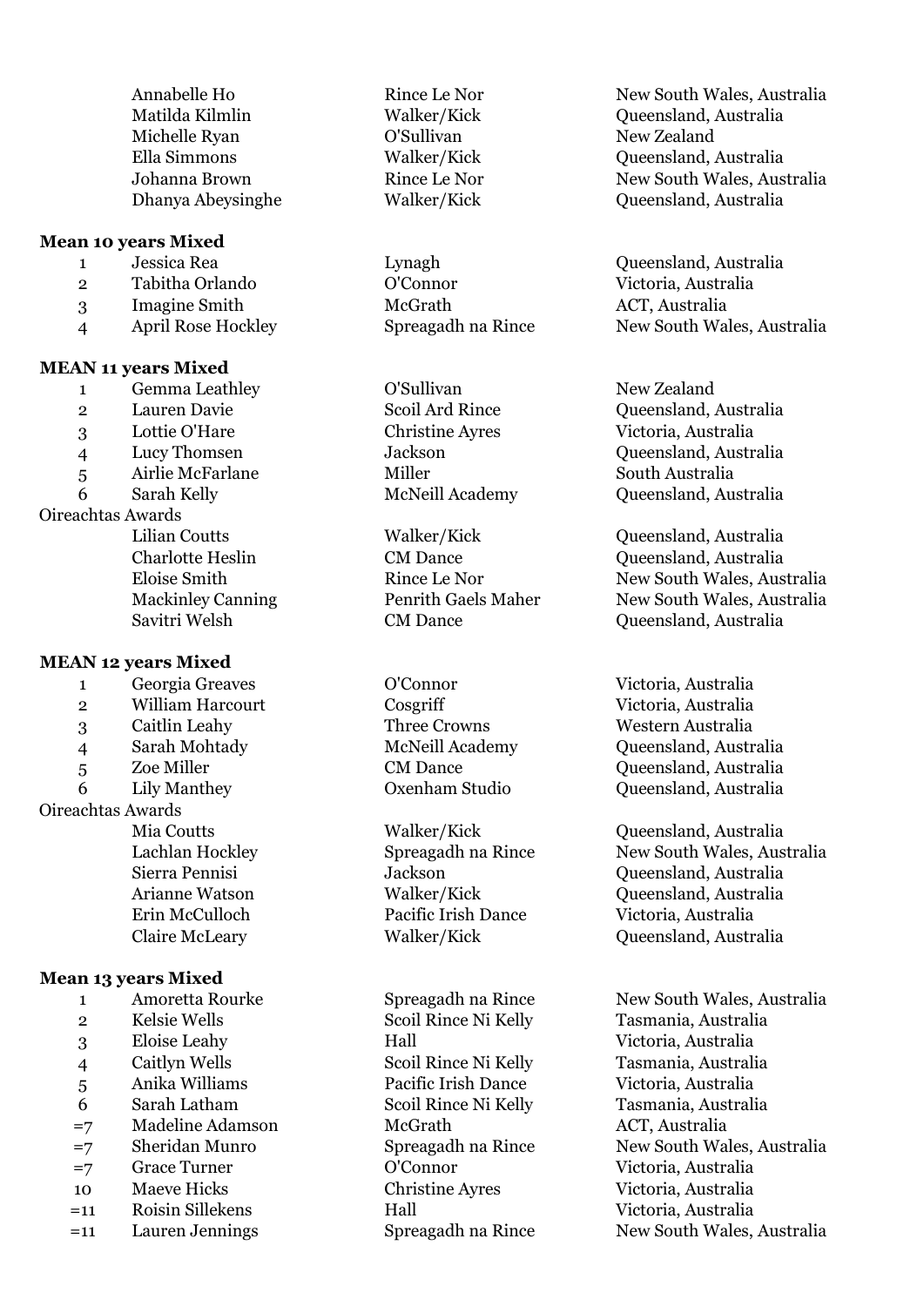| | Name | School | Location |
|---|---|---|---|
| | Annabelle Ho | Rince Le Nor | New South Wales, Australia |
| | Matilda Kilmlin | Walker/Kick | Queensland, Australia |
| | Michelle Ryan | O'Sullivan | New Zealand |
| | Ella Simmons | Walker/Kick | Queensland, Australia |
| | Johanna Brown | Rince Le Nor | New South Wales, Australia |
| | Dhanya Abeysinghe | Walker/Kick | Queensland, Australia |

**Mean 10 years Mixed**

| | Name | School | Location |
|---|---|---|---|
| 1 | Jessica Rea | Lynagh | Queensland, Australia |
| 2 | Tabitha Orlando | O'Connor | Victoria, Australia |
| 3 | Imagine Smith | McGrath | ACT, Australia |
| 4 | April Rose Hockley | Spreagadh na Rince | New South Wales, Australia |

**MEAN 11 years Mixed**

| | Name | School | Location |
|---|---|---|---|
| 1 | Gemma Leathley | O'Sullivan | New Zealand |
| 2 | Lauren Davie | Scoil Ard Rince | Queensland, Australia |
| 3 | Lottie O'Hare | Christine Ayres | Victoria, Australia |
| 4 | Lucy Thomsen | Jackson | Queensland, Australia |
| 5 | Airlie McFarlane | Miller | South Australia |
| 6 | Sarah Kelly | McNeill Academy | Queensland, Australia |

Oireachtas Awards

| | Name | School | Location |
|---|---|---|---|
| | Lilian Coutts | Walker/Kick | Queensland, Australia |
| | Charlotte Heslin | CM Dance | Queensland, Australia |
| | Eloise Smith | Rince Le Nor | New South Wales, Australia |
| | Mackinley Canning | Penrith Gaels Maher | New South Wales, Australia |
| | Savitri Welsh | CM Dance | Queensland, Australia |

**MEAN 12 years Mixed**

| | Name | School | Location |
|---|---|---|---|
| 1 | Georgia Greaves | O'Connor | Victoria, Australia |
| 2 | William Harcourt | Cosgriff | Victoria, Australia |
| 3 | Caitlin Leahy | Three Crowns | Western Australia |
| 4 | Sarah Mohtady | McNeill Academy | Queensland, Australia |
| 5 | Zoe Miller | CM Dance | Queensland, Australia |
| 6 | Lily Manthey | Oxenham Studio | Queensland, Australia |

Oireachtas Awards

| | Name | School | Location |
|---|---|---|---|
| | Mia Coutts | Walker/Kick | Queensland, Australia |
| | Lachlan Hockley | Spreagadh na Rince | New South Wales, Australia |
| | Sierra Pennisi | Jackson | Queensland, Australia |
| | Arianne Watson | Walker/Kick | Queensland, Australia |
| | Erin McCulloch | Pacific Irish Dance | Victoria, Australia |
| | Claire McLeary | Walker/Kick | Queensland, Australia |

**Mean 13 years Mixed**

| | Name | School | Location |
|---|---|---|---|
| 1 | Amoretta Rourke | Spreagadh na Rince | New South Wales, Australia |
| 2 | Kelsie Wells | Scoil Rince Ni Kelly | Tasmania, Australia |
| 3 | Eloise Leahy | Hall | Victoria, Australia |
| 4 | Caitlyn Wells | Scoil Rince Ni Kelly | Tasmania, Australia |
| 5 | Anika Williams | Pacific Irish Dance | Victoria, Australia |
| 6 | Sarah Latham | Scoil Rince Ni Kelly | Tasmania, Australia |
| =7 | Madeline Adamson | McGrath | ACT, Australia |
| =7 | Sheridan Munro | Spreagadh na Rince | New South Wales, Australia |
| =7 | Grace Turner | O'Connor | Victoria, Australia |
| 10 | Maeve Hicks | Christine Ayres | Victoria, Australia |
| =11 | Roisin Sillekens | Hall | Victoria, Australia |
| =11 | Lauren Jennings | Spreagadh na Rince | New South Wales, Australia |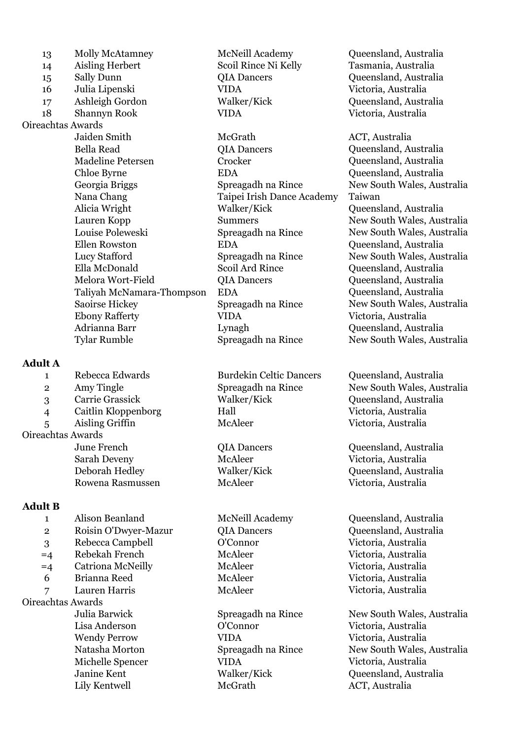| | | | |
|---|---|---|---|
| 13 | Molly McAtamney | McNeill Academy | Queensland, Australia |
| 14 | Aisling Herbert | Scoil Rince Ni Kelly | Tasmania, Australia |
| 15 | Sally Dunn | QIA Dancers | Queensland, Australia |
| 16 | Julia Lipenski | VIDA | Victoria, Australia |
| 17 | Ashleigh Gordon | Walker/Kick | Queensland, Australia |
| 18 | Shannyn Rook | VIDA | Victoria, Australia |

Oireachtas Awards

| | | |
|---|---|---|
| Jaiden Smith | McGrath | ACT, Australia |
| Bella Read | QIA Dancers | Queensland, Australia |
| Madeline Petersen | Crocker | Queensland, Australia |
| Chloe Byrne | EDA | Queensland, Australia |
| Georgia Briggs | Spreagadh na Rince | New South Wales, Australia |
| Nana Chang | Taipei Irish Dance Academy | Taiwan |
| Alicia Wright | Walker/Kick | Queensland, Australia |
| Lauren Kopp | Summers | New South Wales, Australia |
| Louise Poleweski | Spreagadh na Rince | New South Wales, Australia |
| Ellen Rowston | EDA | Queensland, Australia |
| Lucy Stafford | Spreagadh na Rince | New South Wales, Australia |
| Ella McDonald | Scoil Ard Rince | Queensland, Australia |
| Melora Wort-Field | QIA Dancers | Queensland, Australia |
| Taliyah McNamara-Thompson | EDA | Queensland, Australia |
| Saoirse Hickey | Spreagadh na Rince | New South Wales, Australia |
| Ebony Rafferty | VIDA | Victoria, Australia |
| Adrianna Barr | Lynagh | Queensland, Australia |
| Tylar Rumble | Spreagadh na Rince | New South Wales, Australia |

**Adult A**

| | | | |
|---|---|---|---|
| 1 | Rebecca Edwards | Burdekin Celtic Dancers | Queensland, Australia |
| 2 | Amy Tingle | Spreagadh na Rince | New South Wales, Australia |
| 3 | Carrie Grassick | Walker/Kick | Queensland, Australia |
| 4 | Caitlin Kloppenborg | Hall | Victoria, Australia |
| 5 | Aisling Griffin | McAleer | Victoria, Australia |

Oireachtas Awards

| | | |
|---|---|---|
| June French | QIA Dancers | Queensland, Australia |
| Sarah Deveny | McAleer | Victoria, Australia |
| Deborah Hedley | Walker/Kick | Queensland, Australia |
| Rowena Rasmussen | McAleer | Victoria, Australia |

**Adult B**

| | | | |
|---|---|---|---|
| 1 | Alison Beanland | McNeill Academy | Queensland, Australia |
| 2 | Roisin O'Dwyer-Mazur | QIA Dancers | Queensland, Australia |
| 3 | Rebecca Campbell | O'Connor | Victoria, Australia |
| =4 | Rebekah French | McAleer | Victoria, Australia |
| =4 | Catriona McNeilly | McAleer | Victoria, Australia |
| 6 | Brianna Reed | McAleer | Victoria, Australia |
| 7 | Lauren Harris | McAleer | Victoria, Australia |

Oireachtas Awards

| | | |
|---|---|---|
| Julia Barwick | Spreagadh na Rince | New South Wales, Australia |
| Lisa Anderson | O'Connor | Victoria, Australia |
| Wendy Perrow | VIDA | Victoria, Australia |
| Natasha Morton | Spreagadh na Rince | New South Wales, Australia |
| Michelle Spencer | VIDA | Victoria, Australia |
| Janine Kent | Walker/Kick | Queensland, Australia |
| Lily Kentwell | McGrath | ACT, Australia |